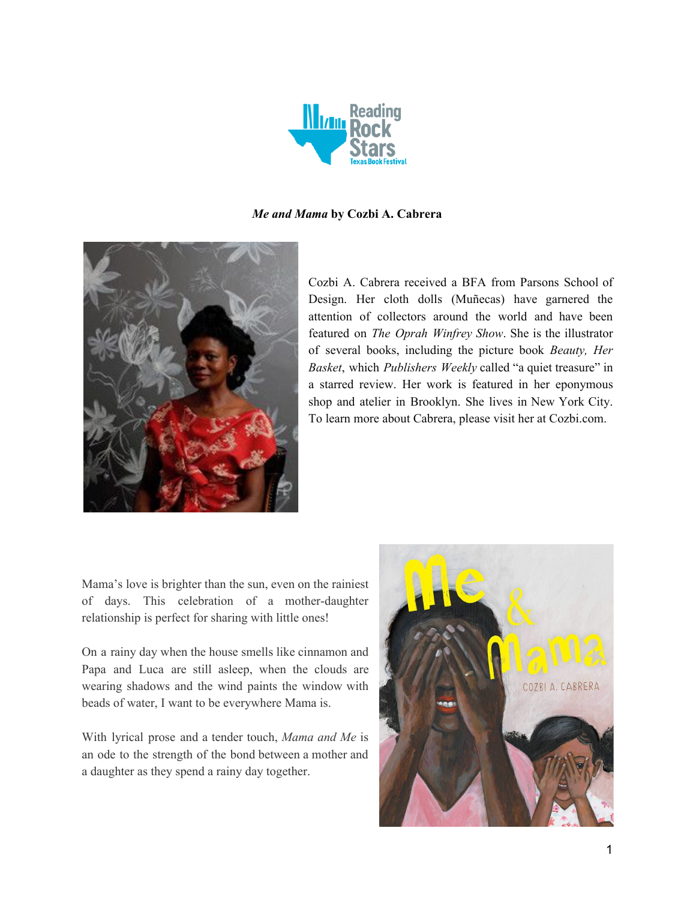***Me and Mama* by Cozbi A. Cabrera**

Cozbi A. Cabrera received a BFA from Parsons School of Design. Her cloth dolls (Muñecas) have garnered the attention of collectors around the world and have been featured on *The Oprah Winfrey Show*. She is the illustrator of several books, including the picture book *Beauty, Her Basket*, which *Publishers Weekly* called "a quiet treasure" in a starred review. Her work is featured in her eponymous shop and atelier in Brooklyn. She lives in New York City. To learn more about Cabrera, please visit her at Cozbi.com.

Mama's love is brighter than the sun, even on the rainiest of days. This celebration of a mother-daughter relationship is perfect for sharing with little ones!

On a rainy day when the house smells like cinnamon and Papa and Luca are still asleep, when the clouds are wearing shadows and the wind paints the window with beads of water, I want to be everywhere Mama is.

With lyrical prose and a tender touch, *Mama and Me* is an ode to the strength of the bond between a mother and a daughter as they spend a rainy day together.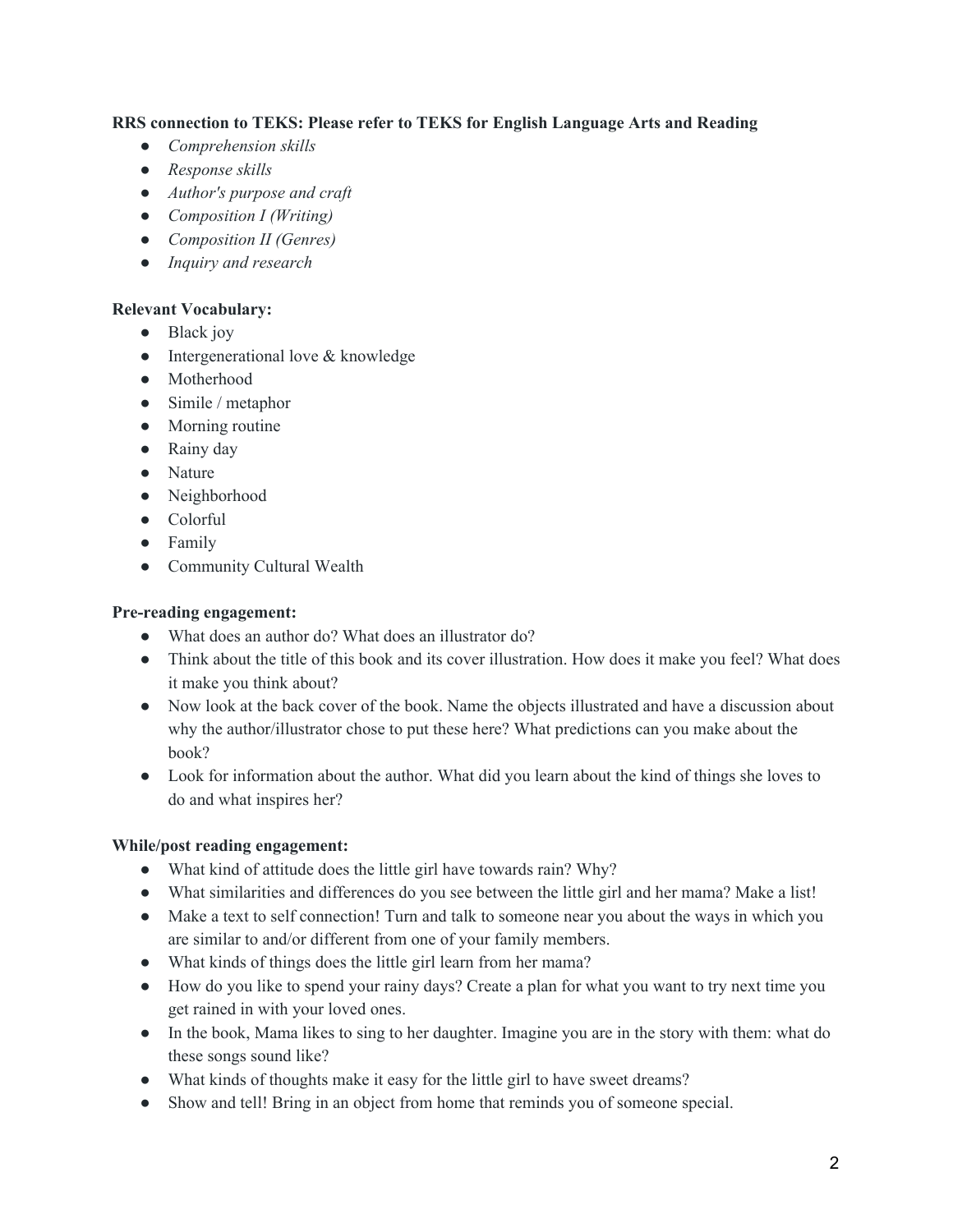**RRS connection to TEKS: Please refer to TEKS for English Language Arts and Reading**

- *Comprehension skills*
- *Response skills*
- *Author's purpose and craft*
- *Composition I (Writing)*
- *Composition II (Genres)*
- *Inquiry and research*

**Relevant Vocabulary:**

- Black joy
- Intergenerational love & knowledge
- Motherhood
- Simile / metaphor
- Morning routine
- Rainy day
- Nature
- Neighborhood
- Colorful
- Family
- Community Cultural Wealth

**Pre-reading engagement:**

- What does an author do? What does an illustrator do?
- Think about the title of this book and its cover illustration. How does it make you feel? What does it make you think about?
- Now look at the back cover of the book. Name the objects illustrated and have a discussion about why the author/illustrator chose to put these here? What predictions can you make about the book?
- Look for information about the author. What did you learn about the kind of things she loves to do and what inspires her?

**While/post reading engagement:**

- What kind of attitude does the little girl have towards rain? Why?
- What similarities and differences do you see between the little girl and her mama? Make a list!
- Make a text to self connection! Turn and talk to someone near you about the ways in which you are similar to and/or different from one of your family members.
- What kinds of things does the little girl learn from her mama?
- How do you like to spend your rainy days? Create a plan for what you want to try next time you get rained in with your loved ones.
- In the book, Mama likes to sing to her daughter. Imagine you are in the story with them: what do these songs sound like?
- What kinds of thoughts make it easy for the little girl to have sweet dreams?
- Show and tell! Bring in an object from home that reminds you of someone special.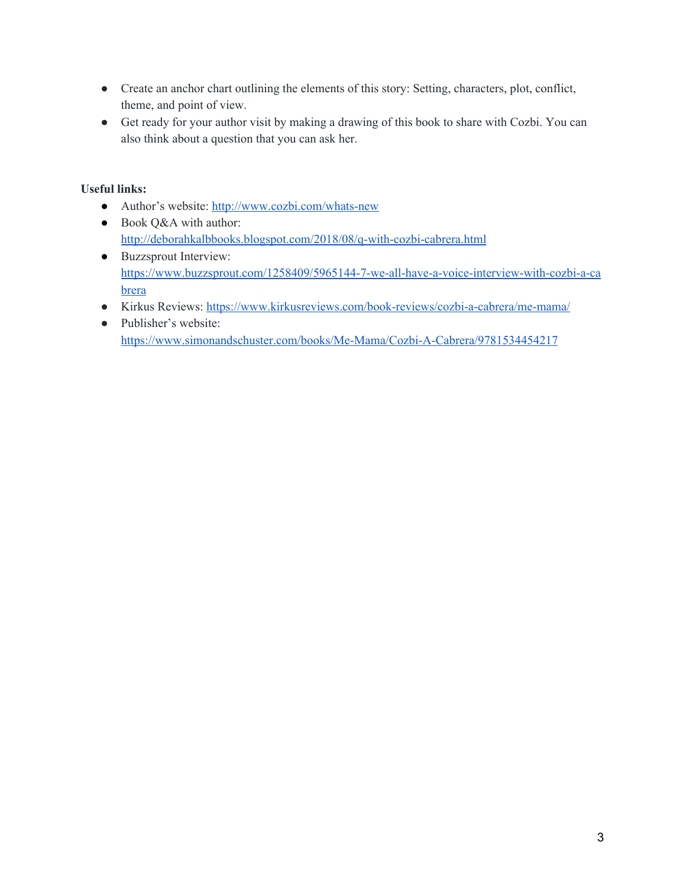- Create an anchor chart outlining the elements of this story: Setting, characters, plot, conflict, theme, and point of view.
- Get ready for your author visit by making a drawing of this book to share with Cozbi. You can also think about a question that you can ask her.

**Useful links:**

- Author's website: http://www.cozbi.com/whats-new
- Book Q&A with author: http://deborahkalbbooks.blogspot.com/2018/08/q-with-cozbi-cabrera.html
- Buzzsprout Interview: https://www.buzzsprout.com/1258409/5965144-7-we-all-have-a-voice-interview-with-cozbi-a-cabrera
- Kirkus Reviews: https://www.kirkusreviews.com/book-reviews/cozbi-a-cabrera/me-mama/
- Publisher's website: https://www.simonandschuster.com/books/Me-Mama/Cozbi-A-Cabrera/9781534454217